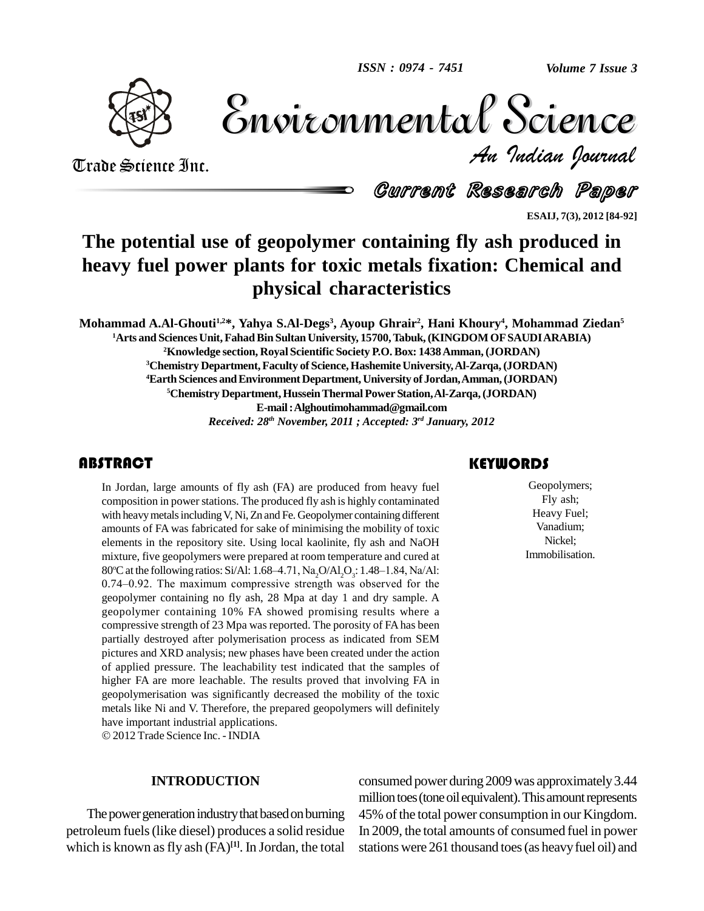# The potential use of geopolymer containing fly ash produced in heavy fuel power plants for toxic metals fixation: Chemical and physical characteristics

**Mohammad A.Al-Ghouti[1,2]\*, Yahya S.Al-Degs[3], Ayoup Ghrair[2], Hani Khoury[4], Mohammad Ziedan[5]**

[1]Arts and Sciences Unit, Fahad Bin Sultan University, 15700, Tabuk, (KINGDOM OF SAUDI ARABIA)

[2]Knowledge section, Royal Scientific Society P.O. Box: 1438 Amman, (JORDAN)

[3]Chemistry Department, Faculty of Science, Hashemite University, Al-Zarqa, (JORDAN)

[4]Earth Sciences and Environment Department, University of Jordan, Amman, (JORDAN)

[5]Chemistry Department, Hussein Thermal Power Station, Al-Zarqa, (JORDAN)

E-mail : Alghoutimohammad@gmail.com

*Received: 28th November, 2011 ; Accepted: 3rd January, 2012*

## ABSTRACT

In Jordan, large amounts of fly ash (FA) are produced from heavy fuel composition in power stations. The produced fly ash is highly contaminated with heavy metals including V, Ni, Zn and Fe. Geopolymer containing different amounts of FA was fabricated for sake of minimising the mobility of toxic elements in the repository site. Using local kaolinite, fly ash and NaOH mixture, five geopolymers were prepared at room temperature and cured at 80°C at the following ratios: Si/Al: 1.68–4.71, $Na_2O/Al_2O_3$: 1.48–1.84, Na/Al: 0.74–0.92. The maximum compressive strength was observed for the geopolymer containing no fly ash, 28 Mpa at day 1 and dry sample. A geopolymer containing 10% FA showed promising results where a compressive strength of 23 Mpa was reported. The porosity of FA has been partially destroyed after polymerisation process as indicated from SEM pictures and XRD analysis; new phases have been created under the action of applied pressure. The leachability test indicated that the samples of higher FA are more leachable. The results proved that involving FA in geopolymerisation was significantly decreased the mobility of the toxic metals like Ni and V. Therefore, the prepared geopolymers will definitely have important industrial applications.

© 2012 Trade Science Inc. - INDIA

## KEYWORDS

Geopolymers;
Fly ash;
Heavy Fuel;
Vanadium;
Nickel;
Immobilisation.

## INTRODUCTION

The power generation industry that based on burning petroleum fuels (like diesel) produces a solid residue which is known as fly ash (FA)[1]. In Jordan, the total consumed power during 2009 was approximately 3.44 million toes (tone oil equivalent). This amount represents 45% of the total power consumption in our Kingdom. In 2009, the total amounts of consumed fuel in power stations were 261 thousand toes (as heavy fuel oil) and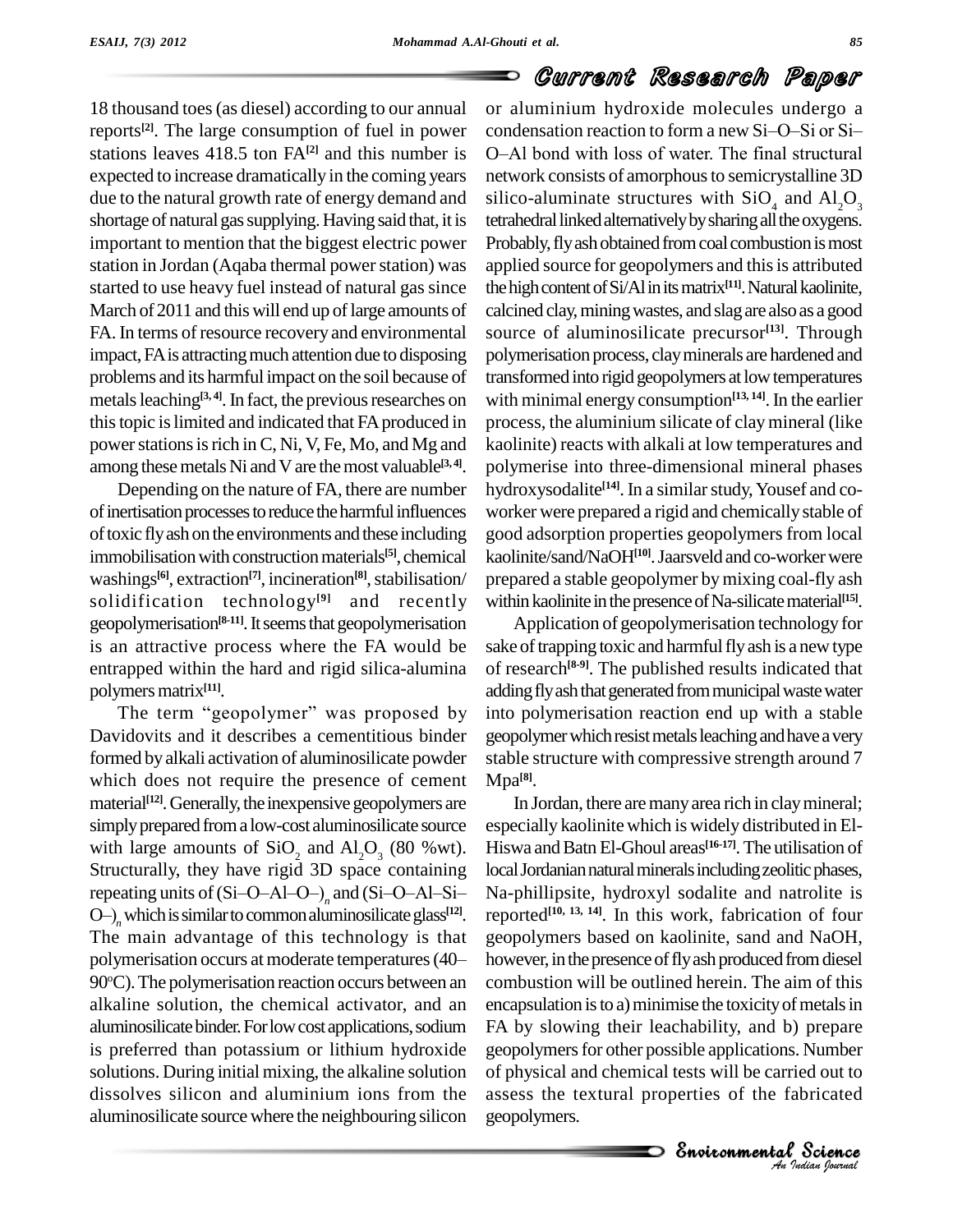18 thousand toes (as diesel) according to our annual reports[2]. The large consumption of fuel in power stations leaves 418.5 ton FA[2] and this number is expected to increase dramatically in the coming years due to the natural growth rate of energy demand and shortage of natural gas supplying. Having said that, it is important to mention that the biggest electric power station in Jordan (Aqaba thermal power station) was started to use heavy fuel instead of natural gas since March of 2011 and this will end up of large amounts of FA. In terms of resource recovery and environmental impact, FA is attracting much attention due to disposing problems and its harmful impact on the soil because of metals leaching[3, 4]. In fact, the previous researches on this topic is limited and indicated that FA produced in power stations is rich in C, Ni, V, Fe, Mo, and Mg and among these metals Ni and V are the most valuable[3, 4].

Depending on the nature of FA, there are number of inertisation processes to reduce the harmful influences of toxic fly ash on the environments and these including immobilisation with construction materials[5], chemical washings[6], extraction[7], incineration[8], stabilisation/ solidification technology[9] and recently geopolymerisation[8-11]. It seems that geopolymerisation is an attractive process where the FA would be entrapped within the hard and rigid silica-alumina polymers matrix[11].

The term "geopolymer" was proposed by Davidovits and it describes a cementitious binder formed by alkali activation of aluminosilicate powder which does not require the presence of cement material[12]. Generally, the inexpensive geopolymers are simply prepared from a low-cost aluminosilicate source with large amounts of $SiO_2$ and $Al_2O_3$ (80 %wt). Structurally, they have rigid 3D space containing repeating units of $(Si–O–Al–O–)_n$ and $(Si–O–Al–Si–O–)_n$ which is similar to common aluminosilicate glass[12]. The main advantage of this technology is that polymerisation occurs at moderate temperatures (40–90°C). The polymerisation reaction occurs between an alkaline solution, the chemical activator, and an aluminosilicate binder. For low cost applications, sodium is preferred than potassium or lithium hydroxide solutions. During initial mixing, the alkaline solution dissolves silicon and aluminium ions from the aluminosilicate source where the neighbouring silicon or aluminium hydroxide molecules undergo a condensation reaction to form a new Si–O–Si or Si–O–Al bond with loss of water. The final structural network consists of amorphous to semicrystalline 3D silico-aluminate structures with $SiO_4$ and $Al_2O_3$ tetrahedral linked alternatively by sharing all the oxygens. Probably, fly ash obtained from coal combustion is most applied source for geopolymers and this is attributed the high content of Si/Al in its matrix[11]. Natural kaolinite, calcined clay, mining wastes, and slag are also as a good source of aluminosilicate precursor[13]. Through polymerisation process, clay minerals are hardened and transformed into rigid geopolymers at low temperatures with minimal energy consumption[13, 14]. In the earlier process, the aluminium silicate of clay mineral (like kaolinite) reacts with alkali at low temperatures and polymerise into three-dimensional mineral phases hydroxysodalite[14]. In a similar study, Yousef and co-worker were prepared a rigid and chemically stable of good adsorption properties geopolymers from local kaolinite/sand/NaOH[10]. Jaarsveld and co-worker were prepared a stable geopolymer by mixing coal-fly ash within kaolinite in the presence of Na-silicate material[15].

Application of geopolymerisation technology for sake of trapping toxic and harmful fly ash is a new type of research[8-9]. The published results indicated that adding fly ash that generated from municipal waste water into polymerisation reaction end up with a stable geopolymer which resist metals leaching and have a very stable structure with compressive strength around 7 Mpa[8].

In Jordan, there are many area rich in clay mineral; especially kaolinite which is widely distributed in El-Hiswa and Batn El-Ghoul areas[16-17]. The utilisation of local Jordanian natural minerals including zeolitic phases, Na-phillipsite, hydroxyl sodalite and natrolite is reported[10, 13, 14]. In this work, fabrication of four geopolymers based on kaolinite, sand and NaOH, however, in the presence of fly ash produced from diesel combustion will be outlined herein. The aim of this encapsulation is to a) minimise the toxicity of metals in FA by slowing their leachability, and b) prepare geopolymers for other possible applications. Number of physical and chemical tests will be carried out to assess the textural properties of the fabricated geopolymers.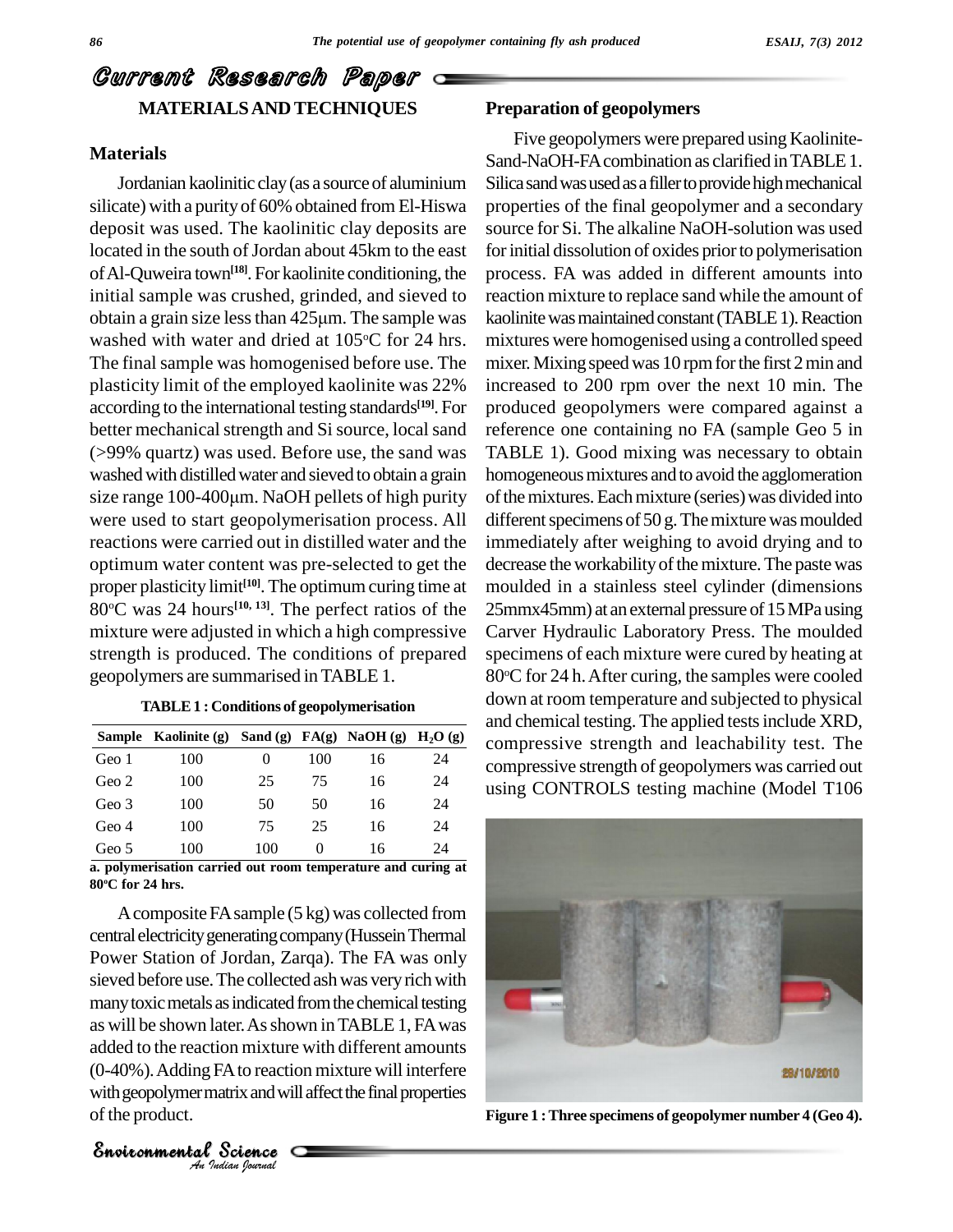## MATERIALS AND TECHNIQUES

### Materials

Jordanian kaolinitic clay (as a source of aluminium silicate) with a purity of 60% obtained from El-Hiswa deposit was used. The kaolinitic clay deposits are located in the south of Jordan about 45km to the east of Al-Quweira town[18]. For kaolinite conditioning, the initial sample was crushed, grinded, and sieved to obtain a grain size less than 425µm. The sample was washed with water and dried at 105°C for 24 hrs. The final sample was homogenised before use. The plasticity limit of the employed kaolinite was 22% according to the international testing standards[19]. For better mechanical strength and Si source, local sand (>99% quartz) was used. Before use, the sand was washed with distilled water and sieved to obtain a grain size range 100-400µm. NaOH pellets of high purity were used to start geopolymerisation process. All reactions were carried out in distilled water and the optimum water content was pre-selected to get the proper plasticity limit[10]. The optimum curing time at 80°C was 24 hours[10, 13]. The perfect ratios of the mixture were adjusted in which a high compressive strength is produced. The conditions of prepared geopolymers are summarised in TABLE 1.

**TABLE 1 : Conditions of geopolymerisation**

| Sample | Kaolinite (g) | Sand (g) | FA(g) | NaOH (g) | $H_2O$ (g) |
|---|---|---|---|---|---|
| Geo 1 | 100 | 0 | 100 | 16 | 24 |
| Geo 2 | 100 | 25 | 75 | 16 | 24 |
| Geo 3 | 100 | 50 | 50 | 16 | 24 |
| Geo 4 | 100 | 75 | 25 | 16 | 24 |
| Geo 5 | 100 | 100 | 0 | 16 | 24 |

**a. polymerisation carried out room temperature and curing at 80°C for 24 hrs.**

A composite FA sample (5 kg) was collected from central electricity generating company (Hussein Thermal Power Station of Jordan, Zarqa). The FA was only sieved before use. The collected ash was very rich with many toxic metals as indicated from the chemical testing as will be shown later. As shown in TABLE 1, FA was added to the reaction mixture with different amounts (0-40%). Adding FA to reaction mixture will interfere with geopolymer matrix and will affect the final properties of the product.

### Preparation of geopolymers

Five geopolymers were prepared using Kaolinite-Sand-NaOH-FA combination as clarified in TABLE 1. Silica sand was used as a filler to provide high mechanical properties of the final geopolymer and a secondary source for Si. The alkaline NaOH-solution was used for initial dissolution of oxides prior to polymerisation process. FA was added in different amounts into reaction mixture to replace sand while the amount of kaolinite was maintained constant (TABLE 1). Reaction mixtures were homogenised using a controlled speed mixer. Mixing speed was 10 rpm for the first 2 min and increased to 200 rpm over the next 10 min. The produced geopolymers were compared against a reference one containing no FA (sample Geo 5 in TABLE 1). Good mixing was necessary to obtain homogeneous mixtures and to avoid the agglomeration of the mixtures. Each mixture (series) was divided into different specimens of 50 g. The mixture was moulded immediately after weighing to avoid drying and to decrease the workability of the mixture. The paste was moulded in a stainless steel cylinder (dimensions 25mmx45mm) at an external pressure of 15 MPa using Carver Hydraulic Laboratory Press. The moulded specimens of each mixture were cured by heating at 80°C for 24 h. After curing, the samples were cooled down at room temperature and subjected to physical and chemical testing. The applied tests include XRD, compressive strength and leachability test. The compressive strength of geopolymers was carried out using CONTROLS testing machine (Model T106

**Figure 1 : Three specimens of geopolymer number 4 (Geo 4).**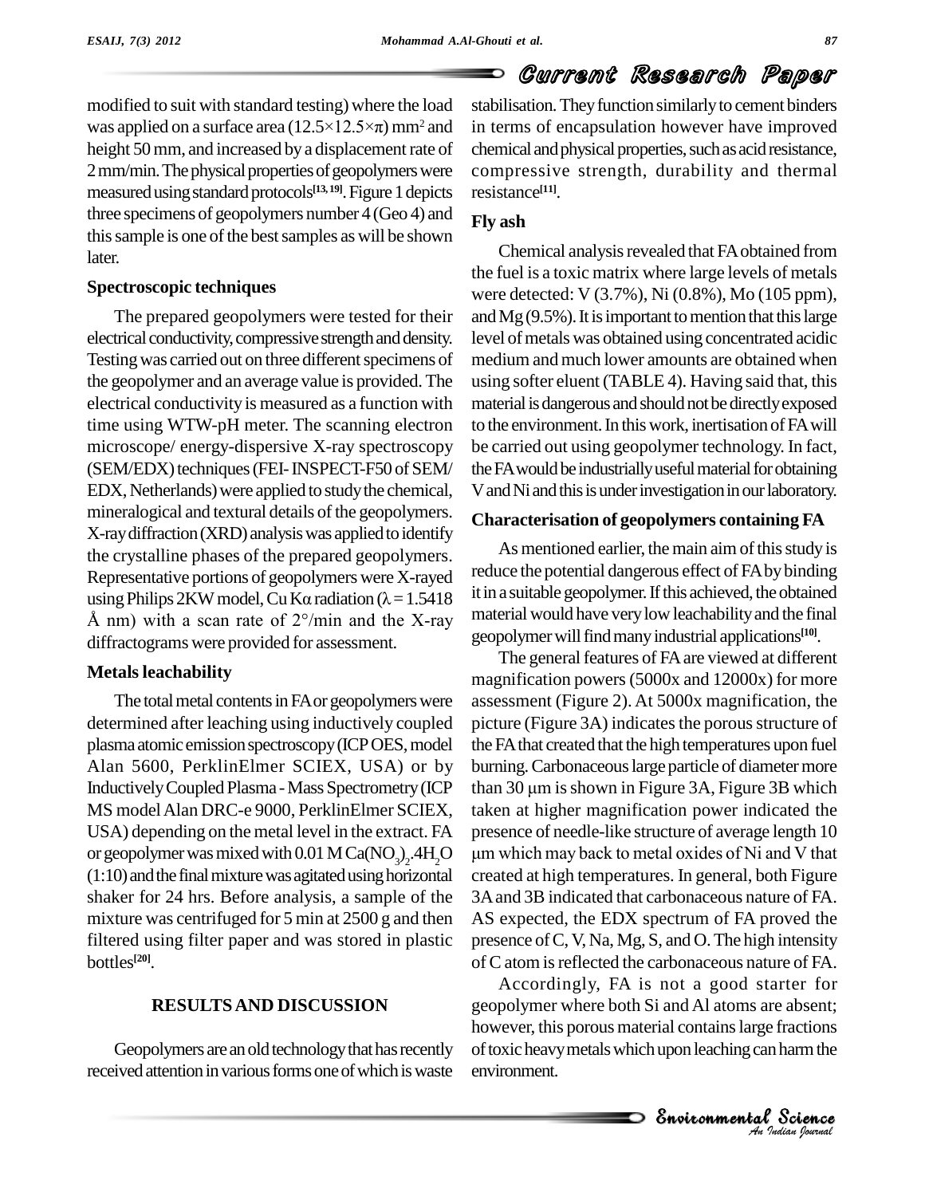modified to suit with standard testing) where the load was applied on a surface area ($12.5\times12.5\times\pi$) mm$^2$ and height 50 mm, and increased by a displacement rate of 2 mm/min. The physical properties of geopolymers were measured using standard protocols[13, 19]. Figure 1 depicts three specimens of geopolymers number 4 (Geo 4) and this sample is one of the best samples as will be shown later.

### Spectroscopic techniques

The prepared geopolymers were tested for their electrical conductivity, compressive strength and density. Testing was carried out on three different specimens of the geopolymer and an average value is provided. The electrical conductivity is measured as a function with time using WTW-pH meter. The scanning electron microscope/ energy-dispersive X-ray spectroscopy (SEM/EDX) techniques (FEI- INSPECT-F50 of SEM/ EDX, Netherlands) were applied to study the chemical, mineralogical and textural details of the geopolymers. X-ray diffraction (XRD) analysis was applied to identify the crystalline phases of the prepared geopolymers. Representative portions of geopolymers were X-rayed using Philips 2KW model, Cu K$\alpha$ radiation ($\lambda = 1.5418$ Å nm) with a scan rate of 2°/min and the X-ray diffractograms were provided for assessment.

### Metals leachability

The total metal contents in FA or geopolymers were determined after leaching using inductively coupled plasma atomic emission spectroscopy (ICP OES, model Alan 5600, PerklinElmer SCIEX, USA) or by Inductively Coupled Plasma - Mass Spectrometry (ICP MS model Alan DRC-e 9000, PerklinElmer SCIEX, USA) depending on the metal level in the extract. FA or geopolymer was mixed with 0.01 M $Ca(NO_3)_2.4H_2O$ (1:10) and the final mixture was agitated using horizontal shaker for 24 hrs. Before analysis, a sample of the mixture was centrifuged for 5 min at 2500 g and then filtered using filter paper and was stored in plastic bottles[20].

## RESULTS AND DISCUSSION

Geopolymers are an old technology that has recently received attention in various forms one of which is waste stabilisation. They function similarly to cement binders in terms of encapsulation however have improved chemical and physical properties, such as acid resistance, compressive strength, durability and thermal resistance[11].

### Fly ash

Chemical analysis revealed that FA obtained from the fuel is a toxic matrix where large levels of metals were detected: V (3.7%), Ni (0.8%), Mo (105 ppm), and Mg (9.5%). It is important to mention that this large level of metals was obtained using concentrated acidic medium and much lower amounts are obtained when using softer eluent (TABLE 4). Having said that, this material is dangerous and should not be directly exposed to the environment. In this work, inertisation of FA will be carried out using geopolymer technology. In fact, the FA would be industrially useful material for obtaining V and Ni and this is under investigation in our laboratory.

### Characterisation of geopolymers containing FA

As mentioned earlier, the main aim of this study is reduce the potential dangerous effect of FA by binding it in a suitable geopolymer. If this achieved, the obtained material would have very low leachability and the final geopolymer will find many industrial applications[10].

The general features of FA are viewed at different magnification powers (5000x and 12000x) for more assessment (Figure 2). At 5000x magnification, the picture (Figure 3A) indicates the porous structure of the FA that created that the high temperatures upon fuel burning. Carbonaceous large particle of diameter more than 30 μm is shown in Figure 3A, Figure 3B which taken at higher magnification power indicated the presence of needle-like structure of average length 10 μm which may back to metal oxides of Ni and V that created at high temperatures. In general, both Figure 3A and 3B indicated that carbonaceous nature of FA. AS expected, the EDX spectrum of FA proved the presence of C, V, Na, Mg, S, and O. The high intensity of C atom is reflected the carbonaceous nature of FA.

Accordingly, FA is not a good starter for geopolymer where both Si and Al atoms are absent; however, this porous material contains large fractions of toxic heavy metals which upon leaching can harm the environment.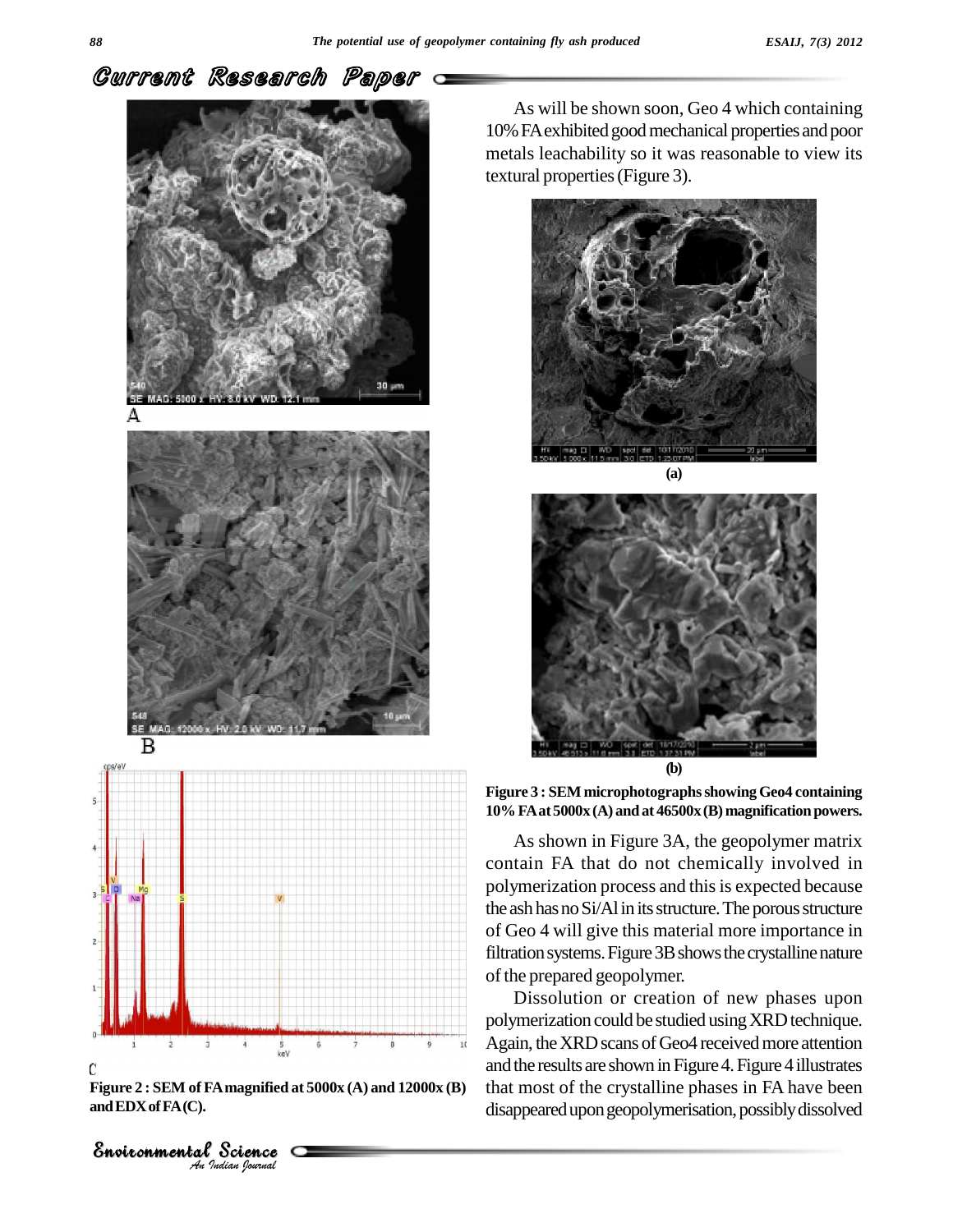Figure 2 : SEM of FA magnified at 5000x (A) and 12000x (B) and EDX of FA (C).

As will be shown soon, Geo 4 which containing 10% FA exhibited good mechanical properties and poor metals leachability so it was reasonable to view its textural properties (Figure 3).

(a)

(b)

**Figure 3 : SEM microphotographs showing Geo4 containing 10% FA at 5000x (A) and at 46500x (B) magnification powers.**

As shown in Figure 3A, the geopolymer matrix contain FA that do not chemically involved in polymerization process and this is expected because the ash has no Si/Al in its structure. The porous structure of Geo 4 will give this material more importance in filtration systems. Figure 3B shows the crystalline nature of the prepared geopolymer.

Dissolution or creation of new phases upon polymerization could be studied using XRD technique. Again, the XRD scans of Geo4 received more attention and the results are shown in Figure 4. Figure 4 illustrates that most of the crystalline phases in FA have been disappeared upon geopolymerisation, possibly dissolved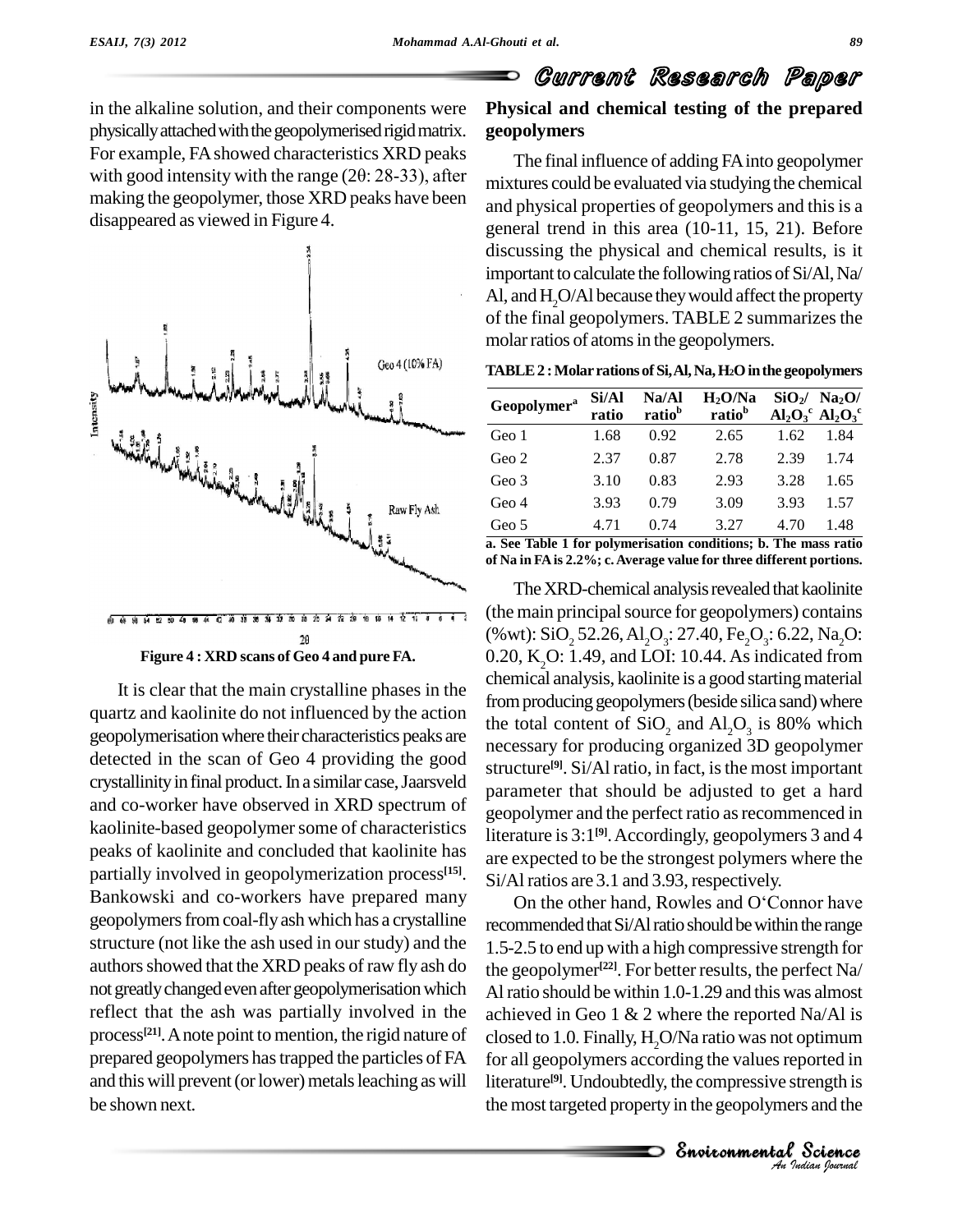in the alkaline solution, and their components were physically attached with the geopolymerised rigid matrix. For example, FA showed characteristics XRD peaks with good intensity with the range (2θ: 28-33), after making the geopolymer, those XRD peaks have been disappeared as viewed in Figure 4.

Figure 4 : XRD scans of Geo 4 and pure FA.

It is clear that the main crystalline phases in the quartz and kaolinite do not influenced by the action geopolymerisation where their characteristics peaks are detected in the scan of Geo 4 providing the good crystallinity in final product. In a similar case, Jaarsveld and co-worker have observed in XRD spectrum of kaolinite-based geopolymer some of characteristics peaks of kaolinite and concluded that kaolinite has partially involved in geopolymerization process[15]. Bankowski and co-workers have prepared many geopolymers from coal-fly ash which has a crystalline structure (not like the ash used in our study) and the authors showed that the XRD peaks of raw fly ash do not greatly changed even after geopolymerisation which reflect that the ash was partially involved in the process[21]. A note point to mention, the rigid nature of prepared geopolymers has trapped the particles of FA and this will prevent (or lower) metals leaching as will be shown next.

## Physical and chemical testing of the prepared geopolymers

The final influence of adding FA into geopolymer mixtures could be evaluated via studying the chemical and physical properties of geopolymers and this is a general trend in this area (10-11, 15, 21). Before discussing the physical and chemical results, is it important to calculate the following ratios of Si/Al, Na/Al, and $H_2O$/Al because they would affect the property of the final geopolymers. TABLE 2 summarizes the molar ratios of atoms in the geopolymers.

**TABLE 2 : Molar rations of Si, Al, Na, $H_2O$ in the geopolymers**

| Geopolymer[a] | Si/Al ratio | Na/Al ratio[b] | $H_2O$/Na ratio[b] | $SiO_2$/ $Al_2O_3$[c] | $Na_2O$/ $Al_2O_3$[c] |
|---|---|---|---|---|---|
| Geo 1 | 1.68 | 0.92 | 2.65 | 1.62 | 1.84 |
| Geo 2 | 2.37 | 0.87 | 2.78 | 2.39 | 1.74 |
| Geo 3 | 3.10 | 0.83 | 2.93 | 3.28 | 1.65 |
| Geo 4 | 3.93 | 0.79 | 3.09 | 3.93 | 1.57 |
| Geo 5 | 4.71 | 0.74 | 3.27 | 4.70 | 1.48 |

**a. See Table 1 for polymerisation conditions; b. The mass ratio of Na in FA is 2.2%; c. Average value for three different portions.**

The XRD-chemical analysis revealed that kaolinite (the main principal source for geopolymers) contains (%wt): $SiO_2$ 52.26, $Al_2O_3$: 27.40, $Fe_2O_3$: 6.22, $Na_2O$: 0.20, $K_2O$: 1.49, and LOI: 10.44. As indicated from chemical analysis, kaolinite is a good starting material from producing geopolymers (beside silica sand) where the total content of $SiO_2$ and $Al_2O_3$ is 80% which necessary for producing organized 3D geopolymer structure[9]. Si/Al ratio, in fact, is the most important parameter that should be adjusted to get a hard geopolymer and the perfect ratio as recommenced in literature is 3:1[9]. Accordingly, geopolymers 3 and 4 are expected to be the strongest polymers where the Si/Al ratios are 3.1 and 3.93, respectively.

On the other hand, Rowles and O'Connor have recommended that Si/Al ratio should be within the range 1.5-2.5 to end up with a high compressive strength for the geopolymer[22]. For better results, the perfect Na/Al ratio should be within 1.0-1.29 and this was almost achieved in Geo 1 & 2 where the reported Na/Al is closed to 1.0. Finally, $H_2O$/Na ratio was not optimum for all geopolymers according the values reported in literature[9]. Undoubtedly, the compressive strength is the most targeted property in the geopolymers and the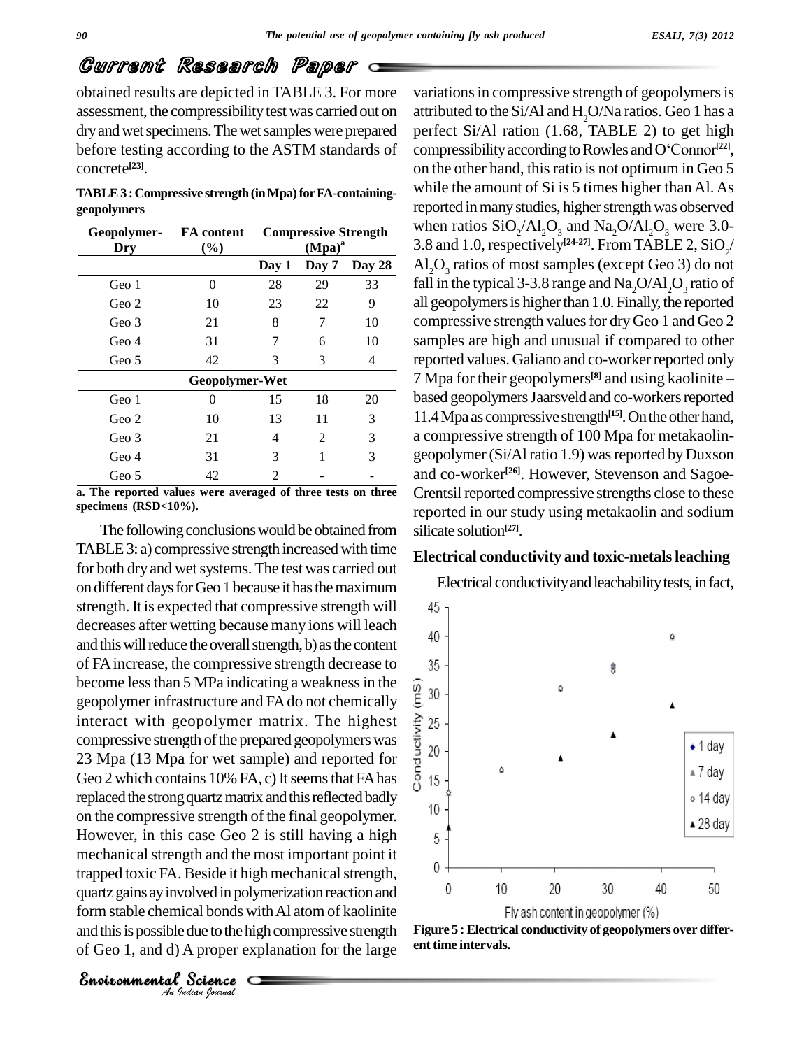obtained results are depicted in TABLE 3. For more assessment, the compressibility test was carried out on dry and wet specimens. The wet samples were prepared before testing according to the ASTM standards of concrete[23].

**TABLE 3 : Compressive strength (in Mpa) for FA-containing-geopolymers**

| Geopolymer-Dry | FA content (%) | Compressive Strength (Mpa)[a] | | |
|---|---|---|---|---|
| | | Day 1 | Day 7 | Day 28 |
| Geo 1 | 0 | 28 | 29 | 33 |
| Geo 2 | 10 | 23 | 22 | 9 |
| Geo 3 | 21 | 8 | 7 | 10 |
| Geo 4 | 31 | 7 | 6 | 10 |
| Geo 5 | 42 | 3 | 3 | 4 |
| **Geopolymer-Wet** | | | | |
| Geo 1 | 0 | 15 | 18 | 20 |
| Geo 2 | 10 | 13 | 11 | 3 |
| Geo 3 | 21 | 4 | 2 | 3 |
| Geo 4 | 31 | 3 | 1 | 3 |
| Geo 5 | 42 | 2 | - | - |

**a. The reported values were averaged of three tests on three specimens (RSD<10%).**

The following conclusions would be obtained from TABLE 3: a) compressive strength increased with time for both dry and wet systems. The test was carried out on different days for Geo 1 because it has the maximum strength. It is expected that compressive strength will decreases after wetting because many ions will leach and this will reduce the overall strength, b) as the content of FA increase, the compressive strength decrease to become less than 5 MPa indicating a weakness in the geopolymer infrastructure and FA do not chemically interact with geopolymer matrix. The highest compressive strength of the prepared geopolymers was 23 Mpa (13 Mpa for wet sample) and reported for Geo 2 which contains 10% FA, c) It seems that FA has replaced the strong quartz matrix and this reflected badly on the compressive strength of the final geopolymer. However, in this case Geo 2 is still having a high mechanical strength and the most important point it trapped toxic FA. Beside it high mechanical strength, quartz gains ay involved in polymerization reaction and form stable chemical bonds with Al atom of kaolinite and this is possible due to the high compressive strength of Geo 1, and d) A proper explanation for the large variations in compressive strength of geopolymers is attributed to the Si/Al and $H_2O$/Na ratios. Geo 1 has a perfect Si/Al ration (1.68, TABLE 2) to get high compressibility according to Rowles and O'Connor[22], on the other hand, this ratio is not optimum in Geo 5 while the amount of Si is 5 times higher than Al. As reported in many studies, higher strength was observed when ratios $SiO_2/Al_2O_3$ and $Na_2O/Al_2O_3$ were 3.0-3.8 and 1.0, respectively[24-27]. From TABLE 2, $SiO_2/Al_2O_3$ ratios of most samples (except Geo 3) do not fall in the typical 3-3.8 range and $Na_2O/Al_2O_3$ ratio of all geopolymers is higher than 1.0. Finally, the reported compressive strength values for dry Geo 1 and Geo 2 samples are high and unusual if compared to other reported values. Galiano and co-worker reported only 7 Mpa for their geopolymers[8] and using kaolinite – based geopolymers Jaarsveld and co-workers reported 11.4 Mpa as compressive strength[15]. On the other hand, a compressive strength of 100 Mpa for metakaolin-geopolymer (Si/Al ratio 1.9) was reported by Duxson and co-worker[26]. However, Stevenson and Sagoe-Crentsil reported compressive strengths close to these reported in our study using metakaolin and sodium silicate solution[27].

## Electrical conductivity and toxic-metals leaching

Electrical conductivity and leachability tests, in fact,

**Figure 5 : Electrical conductivity of geopolymers over different time intervals.**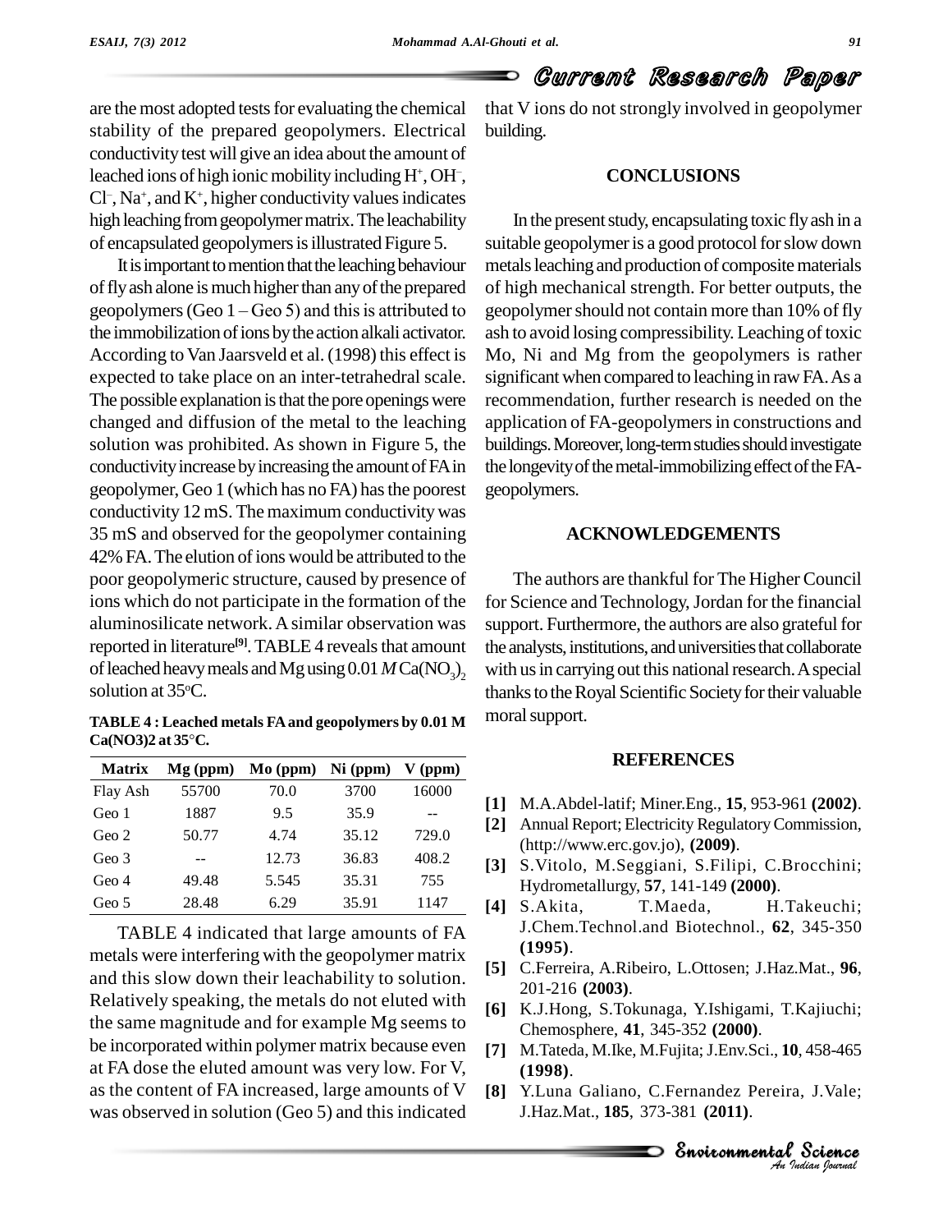are the most adopted tests for evaluating the chemical stability of the prepared geopolymers. Electrical conductivity test will give an idea about the amount of leached ions of high ionic mobility including $H^+$, $OH^-$, $Cl^-$, $Na^+$, and $K^+$, higher conductivity values indicates high leaching from geopolymer matrix. The leachability of encapsulated geopolymers is illustrated Figure 5.

It is important to mention that the leaching behaviour of fly ash alone is much higher than any of the prepared geopolymers (Geo 1 – Geo 5) and this is attributed to the immobilization of ions by the action alkali activator. According to Van Jaarsveld et al. (1998) this effect is expected to take place on an inter-tetrahedral scale. The possible explanation is that the pore openings were changed and diffusion of the metal to the leaching solution was prohibited. As shown in Figure 5, the conductivity increase by increasing the amount of FA in geopolymer, Geo 1 (which has no FA) has the poorest conductivity 12 mS. The maximum conductivity was 35 mS and observed for the geopolymer containing 42% FA. The elution of ions would be attributed to the poor geopolymeric structure, caused by presence of ions which do not participate in the formation of the aluminosilicate network. A similar observation was reported in literature[9]. TABLE 4 reveals that amount of leached heavy meals and Mg using 0.01 *M* $Ca(NO_3)_2$ solution at 35°C.

**TABLE 4 : Leached metals FA and geopolymers by 0.01 M Ca(NO3)2 at 35°C.**

| Matrix | Mg (ppm) | Mo (ppm) | Ni (ppm) | V (ppm) |
|---|---|---|---|---|
| Flay Ash | 55700 | 70.0 | 3700 | 16000 |
| Geo 1 | 1887 | 9.5 | 35.9 | -- |
| Geo 2 | 50.77 | 4.74 | 35.12 | 729.0 |
| Geo 3 | -- | 12.73 | 36.83 | 408.2 |
| Geo 4 | 49.48 | 5.545 | 35.31 | 755 |
| Geo 5 | 28.48 | 6.29 | 35.91 | 1147 |

TABLE 4 indicated that large amounts of FA metals were interfering with the geopolymer matrix and this slow down their leachability to solution. Relatively speaking, the metals do not eluted with the same magnitude and for example Mg seems to be incorporated within polymer matrix because even at FA dose the eluted amount was very low. For V, as the content of FA increased, large amounts of V was observed in solution (Geo 5) and this indicated that V ions do not strongly involved in geopolymer building.

## CONCLUSIONS

In the present study, encapsulating toxic fly ash in a suitable geopolymer is a good protocol for slow down metals leaching and production of composite materials of high mechanical strength. For better outputs, the geopolymer should not contain more than 10% of fly ash to avoid losing compressibility. Leaching of toxic Mo, Ni and Mg from the geopolymers is rather significant when compared to leaching in raw FA. As a recommendation, further research is needed on the application of FA-geopolymers in constructions and buildings. Moreover, long-term studies should investigate the longevity of the metal-immobilizing effect of the FA-geopolymers.

## ACKNOWLEDGEMENTS

The authors are thankful for The Higher Council for Science and Technology, Jordan for the financial support. Furthermore, the authors are also grateful for the analysts, institutions, and universities that collaborate with us in carrying out this national research. A special thanks to the Royal Scientific Society for their valuable moral support.

## REFERENCES

**[1]** M.A.Abdel-latif; Miner.Eng., **15**, 953-961 **(2002)**.

**[2]** Annual Report; Electricity Regulatory Commission, (http://www.erc.gov.jo), **(2009)**.

**[3]** S.Vitolo, M.Seggiani, S.Filipi, C.Brocchini; Hydrometallurgy, **57**, 141-149 **(2000)**.

**[4]** S.Akita, T.Maeda, H.Takeuchi; J.Chem.Technol.and Biotechnol., **62**, 345-350 **(1995)**.

**[5]** C.Ferreira, A.Ribeiro, L.Ottosen; J.Haz.Mat., **96**, 201-216 **(2003)**.

**[6]** K.J.Hong, S.Tokunaga, Y.Ishigami, T.Kajiuchi; Chemosphere, **41**, 345-352 **(2000)**.

**[7]** M.Tateda, M.Ike, M.Fujita; J.Env.Sci., **10**, 458-465 **(1998)**.

**[8]** Y.Luna Galiano, C.Fernandez Pereira, J.Vale; J.Haz.Mat., **185**, 373-381 **(2011)**.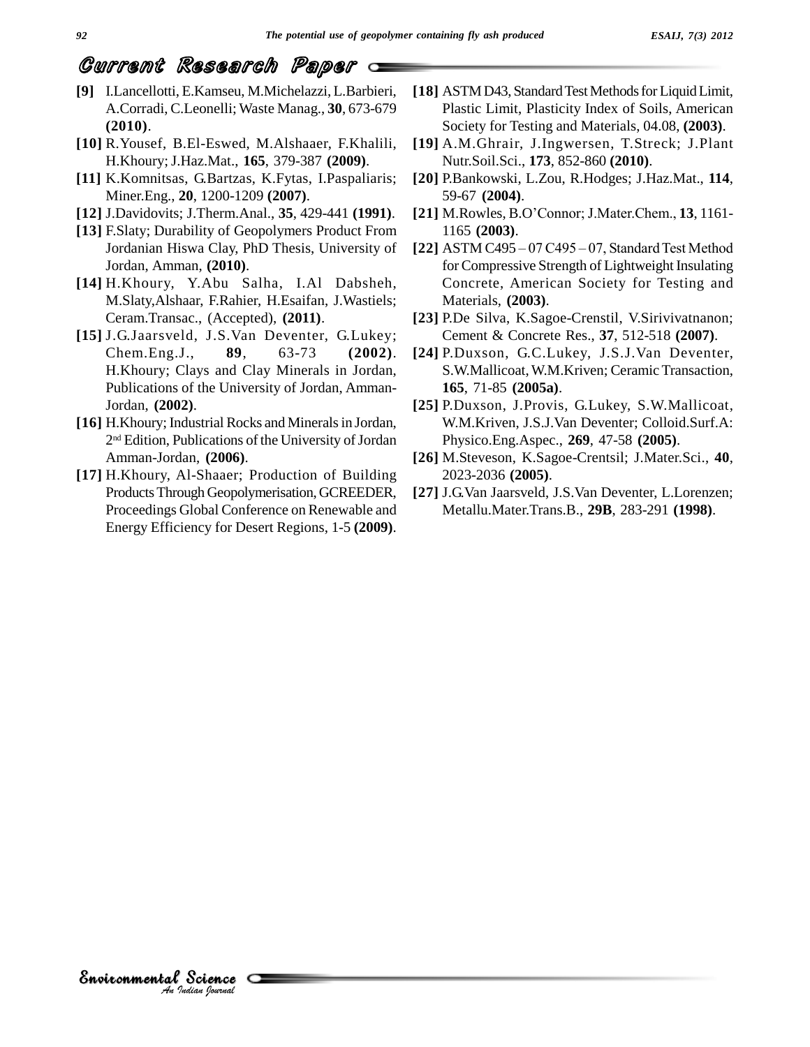[9] I.Lancellotti, E.Kamseu, M.Michelazzi, L.Barbieri, A.Corradi, C.Leonelli; Waste Manag., **30**, 673-679 **(2010)**.

[10] R.Yousef, B.El-Eswed, M.Alshaaer, F.Khalili, H.Khoury; J.Haz.Mat., **165**, 379-387 **(2009)**.

[11] K.Komnitsas, G.Bartzas, K.Fytas, I.Paspaliaris; Miner.Eng., **20**, 1200-1209 **(2007)**.

[12] J.Davidovits; J.Therm.Anal., **35**, 429-441 **(1991)**.

[13] F.Slaty; Durability of Geopolymers Product From Jordanian Hiswa Clay, PhD Thesis, University of Jordan, Amman, **(2010)**.

[14] H.Khoury, Y.Abu Salha, I.Al Dabsheh, M.Slaty,Alshaar, F.Rahier, H.Esaifan, J.Wastiels; Ceram.Transac., (Accepted), **(2011)**.

[15] J.G.Jaarsveld, J.S.Van Deventer, G.Lukey; Chem.Eng.J., **89**, 63-73 **(2002)**. H.Khoury; Clays and Clay Minerals in Jordan, Publications of the University of Jordan, Amman-Jordan, **(2002)**.

[16] H.Khoury; Industrial Rocks and Minerals in Jordan, 2nd Edition, Publications of the University of Jordan Amman-Jordan, **(2006)**.

[17] H.Khoury, Al-Shaaer; Production of Building Products Through Geopolymerisation, GCREEDER, Proceedings Global Conference on Renewable and Energy Efficiency for Desert Regions, 1-5 **(2009)**.

[18] ASTM D43, Standard Test Methods for Liquid Limit, Plastic Limit, Plasticity Index of Soils, American Society for Testing and Materials, 04.08, **(2003)**.

[19] A.M.Ghrair, J.Ingwersen, T.Streck; J.Plant Nutr.Soil.Sci., **173**, 852-860 **(2010)**.

[20] P.Bankowski, L.Zou, R.Hodges; J.Haz.Mat., **114**, 59-67 **(2004)**.

[21] M.Rowles, B.O'Connor; J.Mater.Chem., **13**, 1161-1165 **(2003)**.

[22] ASTM C495 – 07 C495 – 07, Standard Test Method for Compressive Strength of Lightweight Insulating Concrete, American Society for Testing and Materials, **(2003)**.

[23] P.De Silva, K.Sagoe-Crenstil, V.Sirivivatnanon; Cement & Concrete Res., **37**, 512-518 **(2007)**.

[24] P.Duxson, G.C.Lukey, J.S.J.Van Deventer, S.W.Mallicoat, W.M.Kriven; Ceramic Transaction, **165**, 71-85 **(2005a)**.

[25] P.Duxson, J.Provis, G.Lukey, S.W.Mallicoat, W.M.Kriven, J.S.J.Van Deventer; Colloid.Surf.A: Physico.Eng.Aspec., **269**, 47-58 **(2005)**.

[26] M.Steveson, K.Sagoe-Crentsil; J.Mater.Sci., **40**, 2023-2036 **(2005)**.

[27] J.G.Van Jaarsveld, J.S.Van Deventer, L.Lorenzen; Metallu.Mater.Trans.B., **29B**, 283-291 **(1998)**.